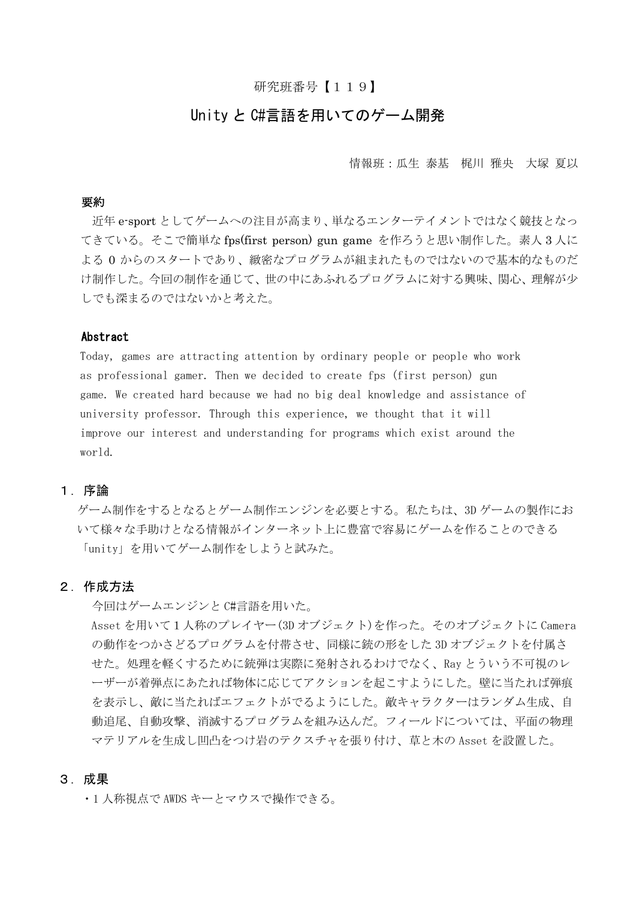研究班番号【１１９】

# Unity と C#言語を用いてのゲーム開発

情報班：瓜生 泰基　梶川 雅央　大塚 夏以

## 要約

近年 e-sport としてゲームへの注目が高まり、単なるエンターテイメントではなく競技となってきている。そこで簡単な fps(first person) gun game を作ろうと思い制作した。素人 3 人による 0 からのスタートであり、緻密なプログラムが組まれたものではないので基本的なものだけ制作した。今回の制作を通じて、世の中にあふれるプログラムに対する興味、関心、理解が少しでも深まるのではないかと考えた。

## Abstract

Today, games are attracting attention by ordinary people or people who work as professional gamer. Then we decided to create fps (first person) gun game. We created hard because we had no big deal knowledge and assistance of university professor. Through this experience, we thought that it will improve our interest and understanding for programs which exist around the world.

## １．序論

ゲーム制作をするとなるとゲーム制作エンジンを必要とする。私たちは、3D ゲームの製作において様々な手助けとなる情報がインターネット上に豊富で容易にゲームを作ることのできる「unity」を用いてゲーム制作をしようと試みた。

## ２．作成方法

今回はゲームエンジンと C#言語を用いた。

Asset を用いて１人称のプレイヤー(3D オブジェクト)を作った。そのオブジェクトに Camera の動作をつかさどるプログラムを付帯させ、同様に銃の形をした 3D オブジェクトを付属させた。処理を軽くするために銃弾は実際に発射されるわけでなく、Ray とういう不可視のレーザーが着弾点にあたれば物体に応じてアクションを起こすようにした。壁に当たれば弾痕を表示し、敵に当たればエフェクトがでるようにした。敵キャラクターはランダム生成、自動追尾、自動攻撃、消滅するプログラムを組み込んだ。フィールドについては、平面の物理マテリアルを生成し凹凸をつけ岩のテクスチャを張り付け、草と木の Asset を設置した。

## ３．成果

・１人称視点で AWDS キーとマウスで操作できる。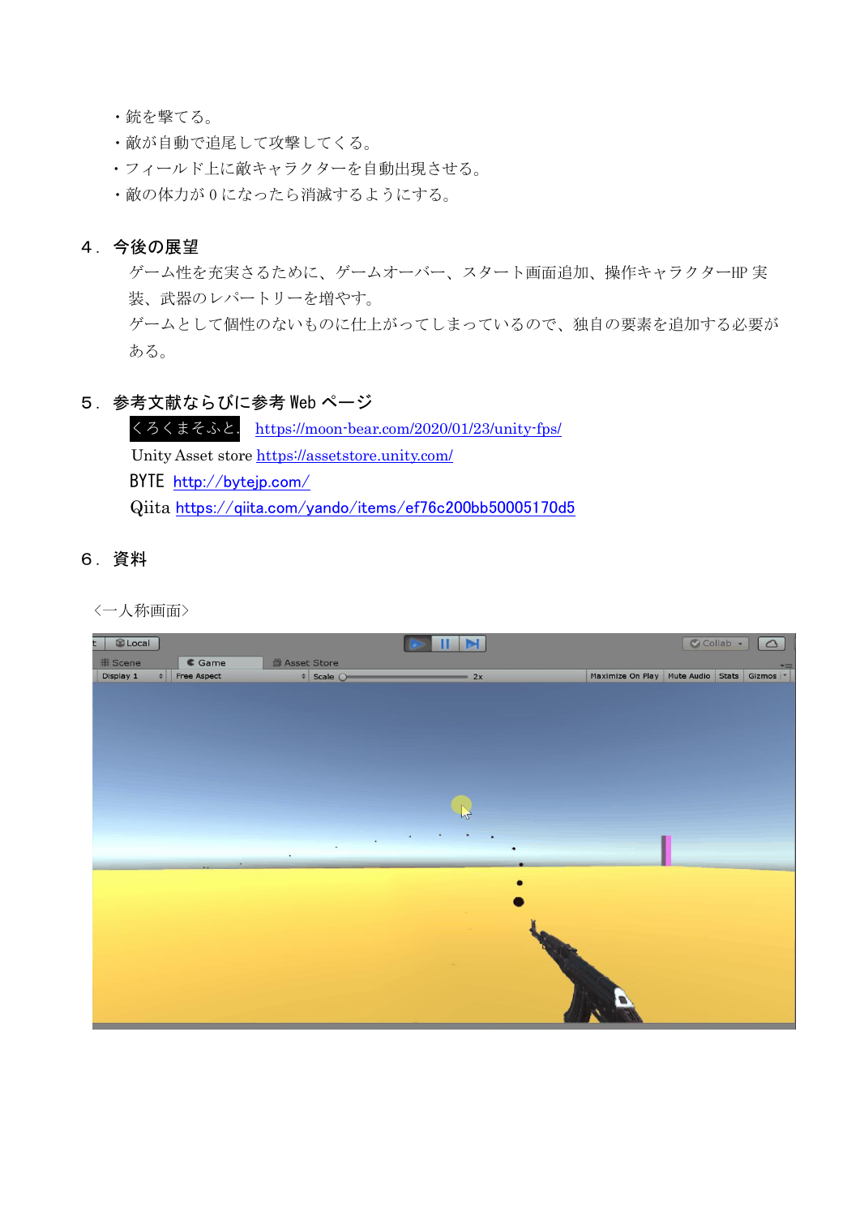- 銃を撃てる。
- 敵が自動で追尾して攻撃してくる。
- フィールド上に敵キャラクターを自動出現させる。
- 敵の体力が 0 になったら消滅するようにする。

## ４．今後の展望

ゲーム性を充実さるために、ゲームオーバー、スタート画面追加、操作キャラクターHP 実装、武器のレパートリーを増やす。

ゲームとして個性のないものに仕上がってしまっているので、独自の要素を追加する必要がある。

## ５．参考文献ならびに参考 Web ページ

くろくまそふと. https://moon-bear.com/2020/01/23/unity-fps/

Unity Asset store https://assetstore.unity.com/

BYTE http://bytejp.com/

Qiita https://qiita.com/yando/items/ef76c200bb50005170d5

## ６．資料

<一人称画面>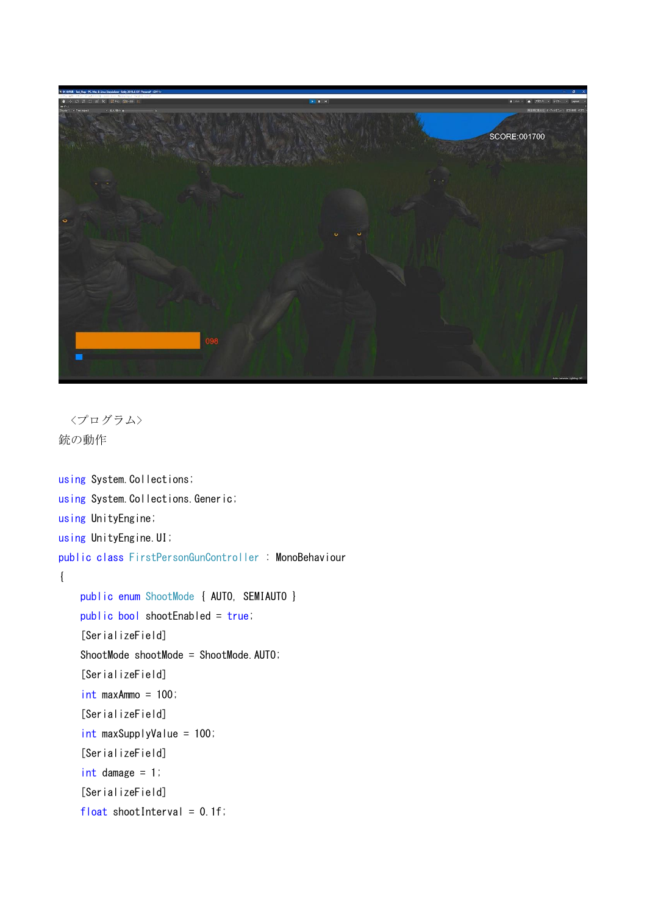〈プログラム〉

銃の動作

```
using System.Collections;
using System.Collections.Generic;
using UnityEngine;
using UnityEngine.UI;
public class FirstPersonGunController : MonoBehaviour
{
    public enum ShootMode { AUTO, SEMIAUTO }
    public bool shootEnabled = true;
    [SerializeField]
    ShootMode shootMode = ShootMode.AUTO;
    [SerializeField]
    int maxAmmo = 100;
    [SerializeField]
    int maxSupplyValue = 100;
    [SerializeField]
    int damage = 1;
    [SerializeField]
    float shootInterval = 0.1f;
```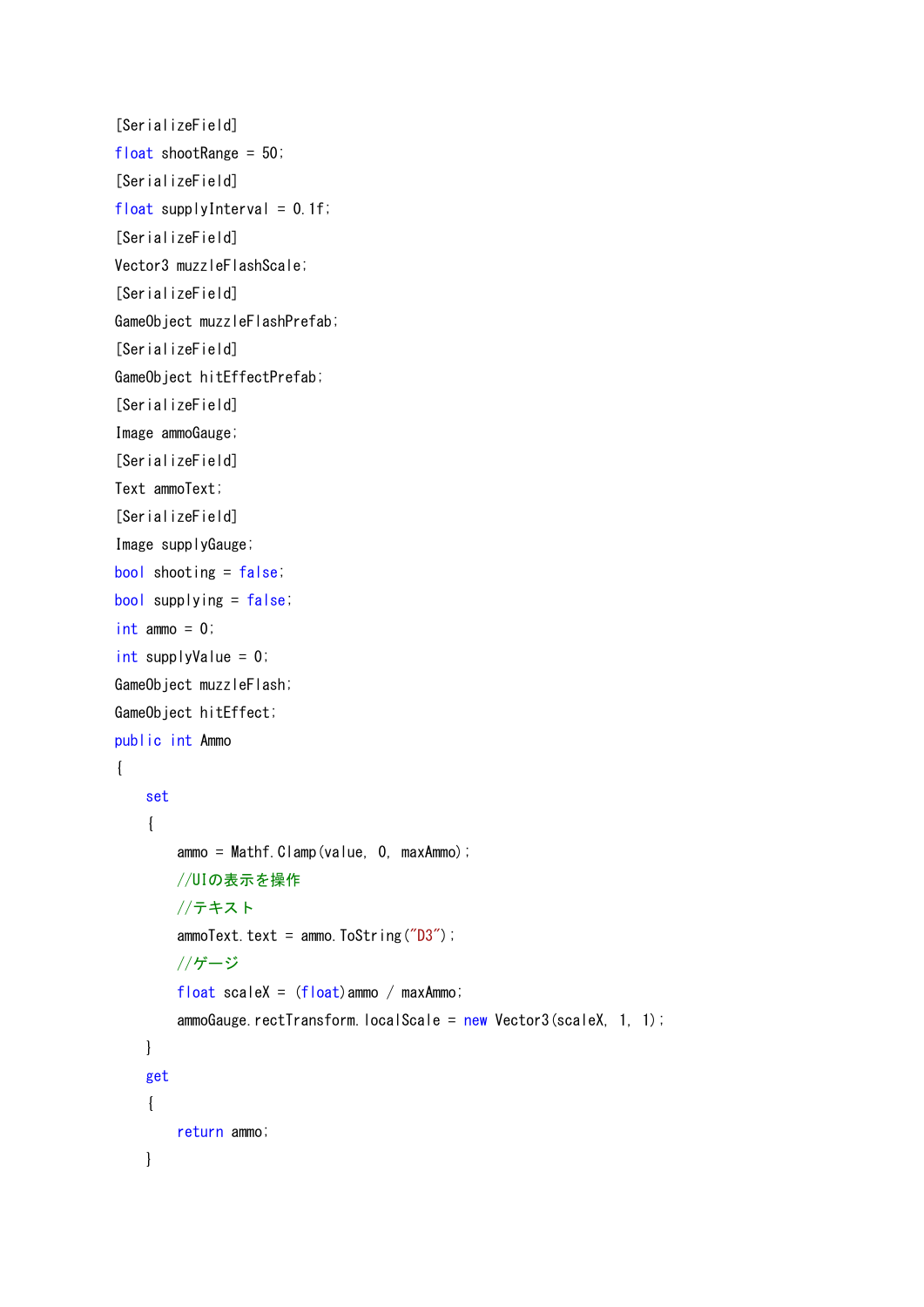```
[SerializeField]
float shootRange = 50;
[SerializeField]
float supplyInterval = 0.1f;
[SerializeField]
Vector3 muzzleFlashScale;
[SerializeField]
GameObject muzzleFlashPrefab;
[SerializeField]
GameObject hitEffectPrefab;
[SerializeField]
Image ammoGauge;
[SerializeField]
Text ammoText;
[SerializeField]
Image supplyGauge;
bool shooting = false;
bool supplying = false;
int ammo = 0;
int supplyValue = 0;
GameObject muzzleFlash;
GameObject hitEffect;
public int Ammo
{
    set
    {
        ammo = Mathf.Clamp(value, 0, maxAmmo);
        //UIの表示を操作
        //テキスト
        ammoText.text = ammo.ToString("D3");
        //ゲージ
        float scaleX = (float)ammo / maxAmmo;
        ammoGauge.rectTransform.localScale = new Vector3(scaleX, 1, 1);
    }
    get
    {
        return ammo;
    }
```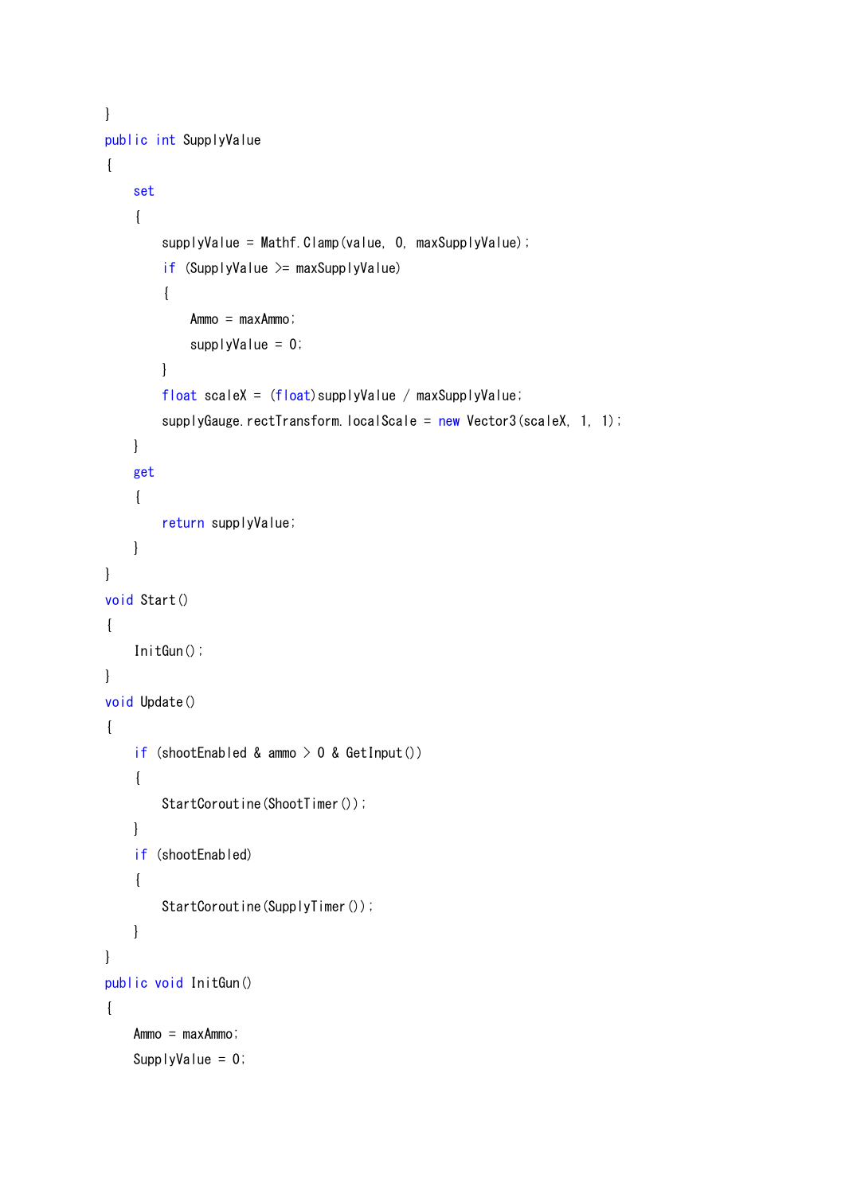```
}
public int SupplyValue
{
    set
    {
        supplyValue = Mathf.Clamp(value, 0, maxSupplyValue);
        if (SupplyValue >= maxSupplyValue)
        {
            Ammo = maxAmmo;
            supplyValue = 0;
        }
        float scaleX = (float)supplyValue / maxSupplyValue;
        supplyGauge.rectTransform.localScale = new Vector3(scaleX, 1, 1);
    }
    get
    {
        return supplyValue;
    }
}
void Start()
{
    InitGun();
}
void Update()
{
    if (shootEnabled & ammo > 0 & GetInput())
    {
        StartCoroutine(ShootTimer());
    }
    if (shootEnabled)
    {
        StartCoroutine(SupplyTimer());
    }
}
public void InitGun()
{
    Ammo = maxAmmo;
    SupplyValue = 0;
```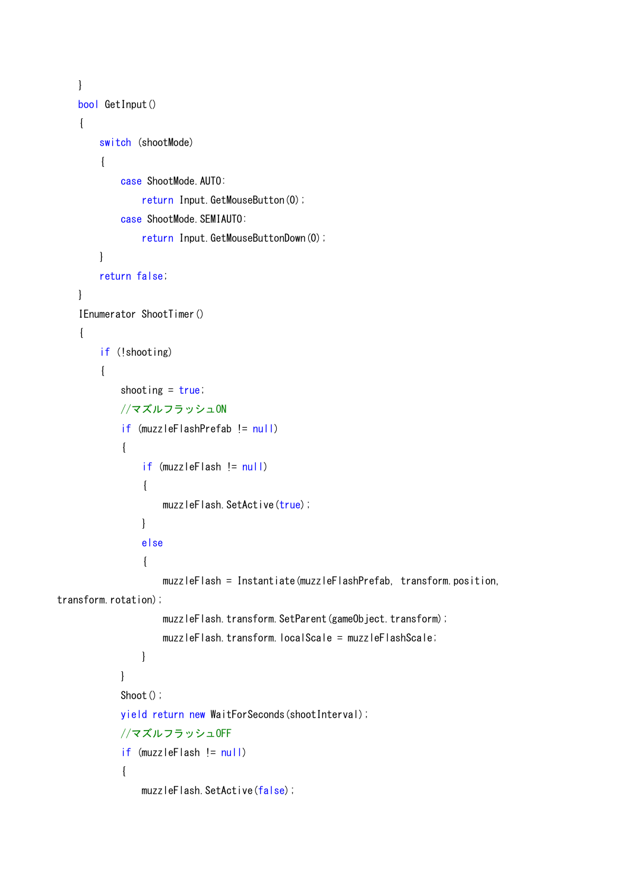```
    }
    bool GetInput()
    {
        switch (shootMode)
        {
            case ShootMode.AUTO:
                return Input.GetMouseButton(0);
            case ShootMode.SEMIAUTO:
                return Input.GetMouseButtonDown(0);
        }
        return false;
    }
    IEnumerator ShootTimer()
    {
        if (!shooting)
        {
            shooting = true;
            //マズルフラッシュON
            if (muzzleFlashPrefab != null)
            {
                if (muzzleFlash != null)
                {
                    muzzleFlash.SetActive(true);
                }
                else
                {
                    muzzleFlash = Instantiate(muzzleFlashPrefab, transform.position,
transform.rotation);
                    muzzleFlash.transform.SetParent(gameObject.transform);
                    muzzleFlash.transform.localScale = muzzleFlashScale;
                }
            }
            Shoot();
            yield return new WaitForSeconds(shootInterval);
            //マズルフラッシュOFF
            if (muzzleFlash != null)
            {
                muzzleFlash.SetActive(false);
```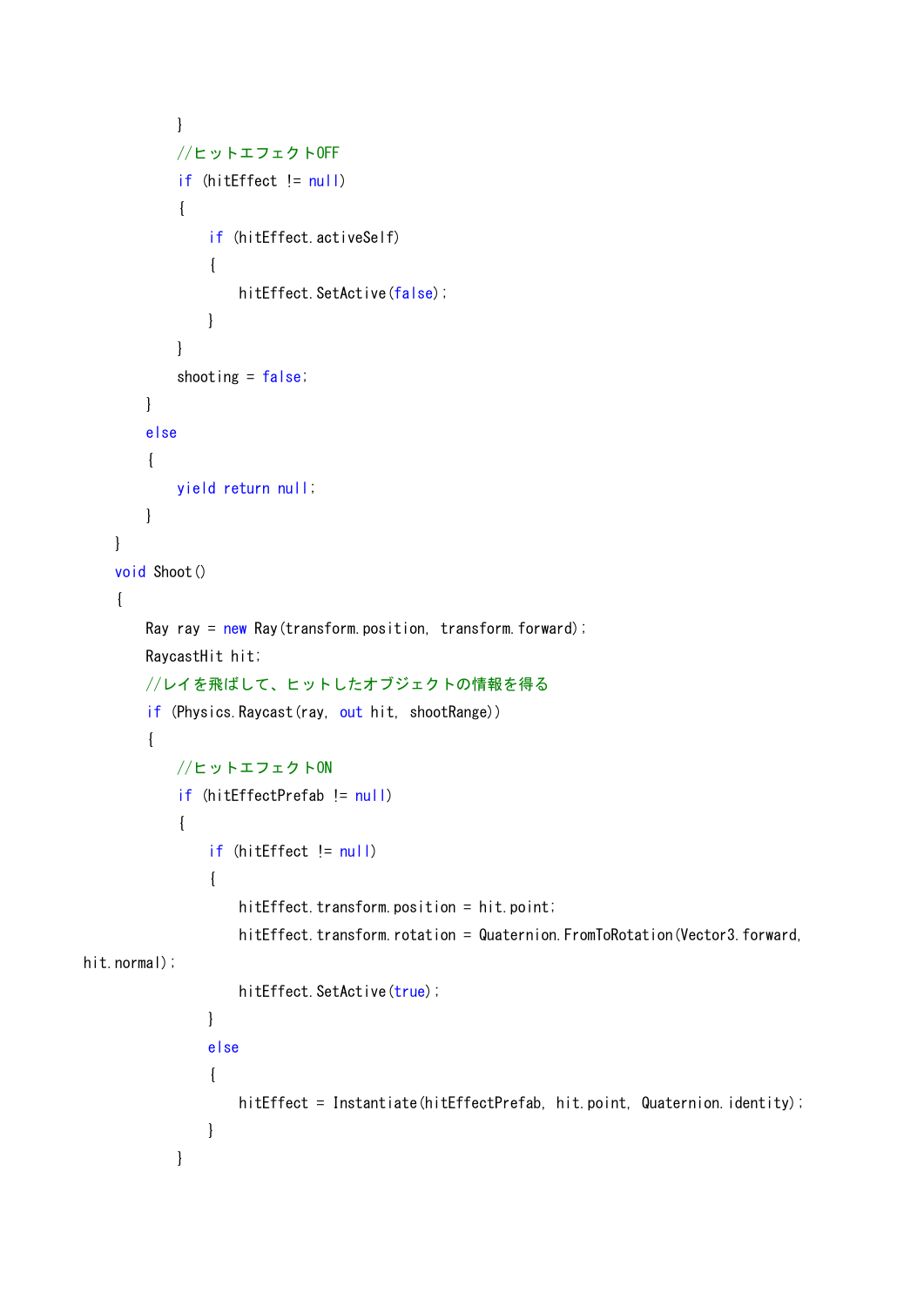```
            }
            //ヒットエフェクトOFF
            if (hitEffect != null)
            {
                if (hitEffect.activeSelf)
                {
                    hitEffect.SetActive(false);
                }
            }
            shooting = false;
        }
        else
        {
            yield return null;
        }
    }
    void Shoot()
    {
        Ray ray = new Ray(transform.position, transform.forward);
        RaycastHit hit;
        //レイを飛ばして、ヒットしたオブジェクトの情報を得る
        if (Physics.Raycast(ray, out hit, shootRange))
        {
            //ヒットエフェクトON
            if (hitEffectPrefab != null)
            {
                if (hitEffect != null)
                {
                    hitEffect.transform.position = hit.point;
                    hitEffect.transform.rotation = Quaternion.FromToRotation(Vector3.forward,
hit.normal);
                    hitEffect.SetActive(true);
                }
                else
                {
                    hitEffect = Instantiate(hitEffectPrefab, hit.point, Quaternion.identity);
                }
            }
```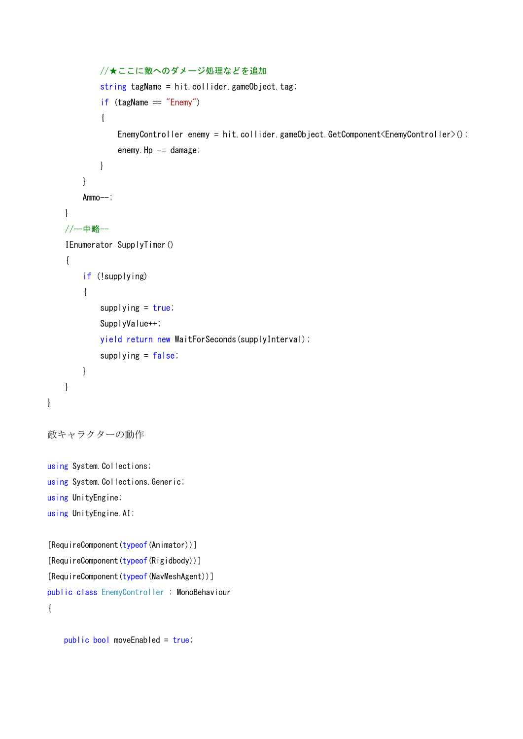```
            //★ここに敵へのダメージ処理などを追加
            string tagName = hit.collider.gameObject.tag;
            if (tagName == "Enemy")
            {
                EnemyController enemy = hit.collider.gameObject.GetComponent<EnemyController>();
                enemy.Hp -= damage;
            }
        }
        Ammo--;
    }
    //--中略--
    IEnumerator SupplyTimer()
    {
        if (!supplying)
        {
            supplying = true;
            SupplyValue++;
            yield return new WaitForSeconds(supplyInterval);
            supplying = false;
        }
    }
}
```

敵キャラクターの動作

```
using System.Collections;
using System.Collections.Generic;
using UnityEngine;
using UnityEngine.AI;

[RequireComponent(typeof(Animator))]
[RequireComponent(typeof(Rigidbody))]
[RequireComponent(typeof(NavMeshAgent))]
public class EnemyController : MonoBehaviour
{

    public bool moveEnabled = true;
```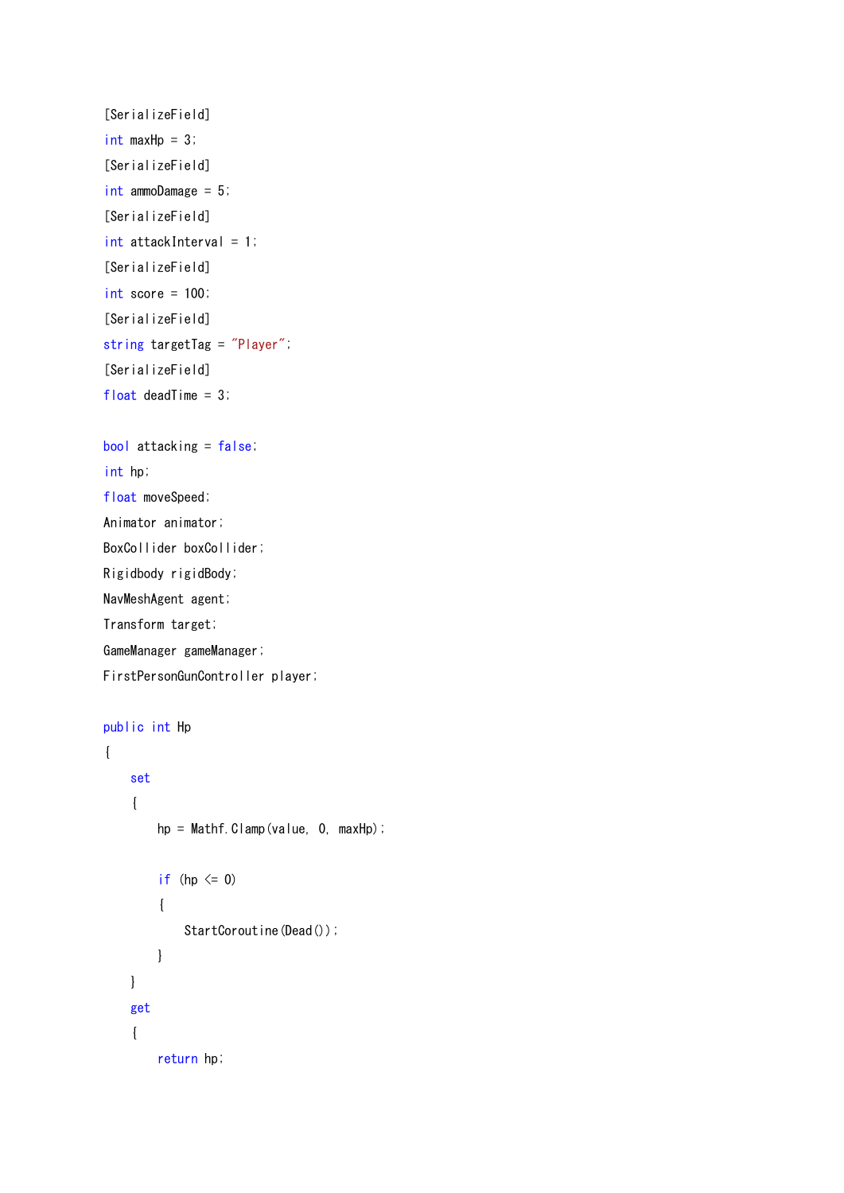```
[SerializeField]
int maxHp = 3;
[SerializeField]
int ammoDamage = 5;
[SerializeField]
int attackInterval = 1;
[SerializeField]
int score = 100;
[SerializeField]
string targetTag = "Player";
[SerializeField]
float deadTime = 3;

bool attacking = false;
int hp;
float moveSpeed;
Animator animator;
BoxCollider boxCollider;
Rigidbody rigidBody;
NavMeshAgent agent;
Transform target;
GameManager gameManager;
FirstPersonGunController player;

public int Hp
{
    set
    {
        hp = Mathf.Clamp(value, 0, maxHp);

        if (hp <= 0)
        {
            StartCoroutine(Dead());
        }
    }
    get
    {
        return hp;
```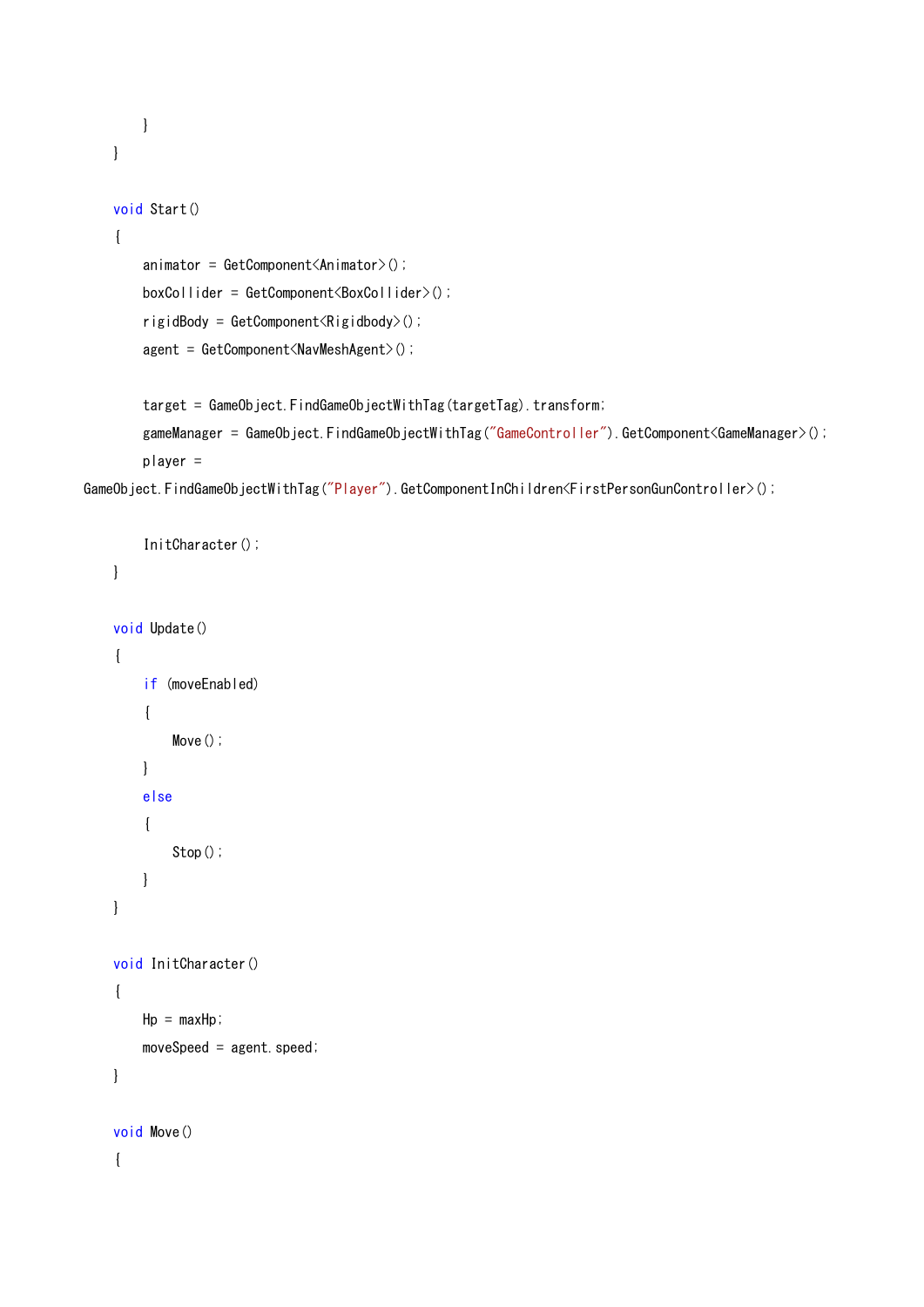```
        }
    }

    void Start()
    {
        animator = GetComponent<Animator>();
        boxCollider = GetComponent<BoxCollider>();
        rigidBody = GetComponent<Rigidbody>();
        agent = GetComponent<NavMeshAgent>();

        target = GameObject.FindGameObjectWithTag(targetTag).transform;
        gameManager = GameObject.FindGameObjectWithTag("GameController").GetComponent<GameManager>();
        player =
GameObject.FindGameObjectWithTag("Player").GetComponentInChildren<FirstPersonGunController>();

        InitCharacter();
    }

    void Update()
    {
        if (moveEnabled)
        {
            Move();
        }
        else
        {
            Stop();
        }
    }

    void InitCharacter()
    {
        Hp = maxHp;
        moveSpeed = agent.speed;
    }

    void Move()
    {
```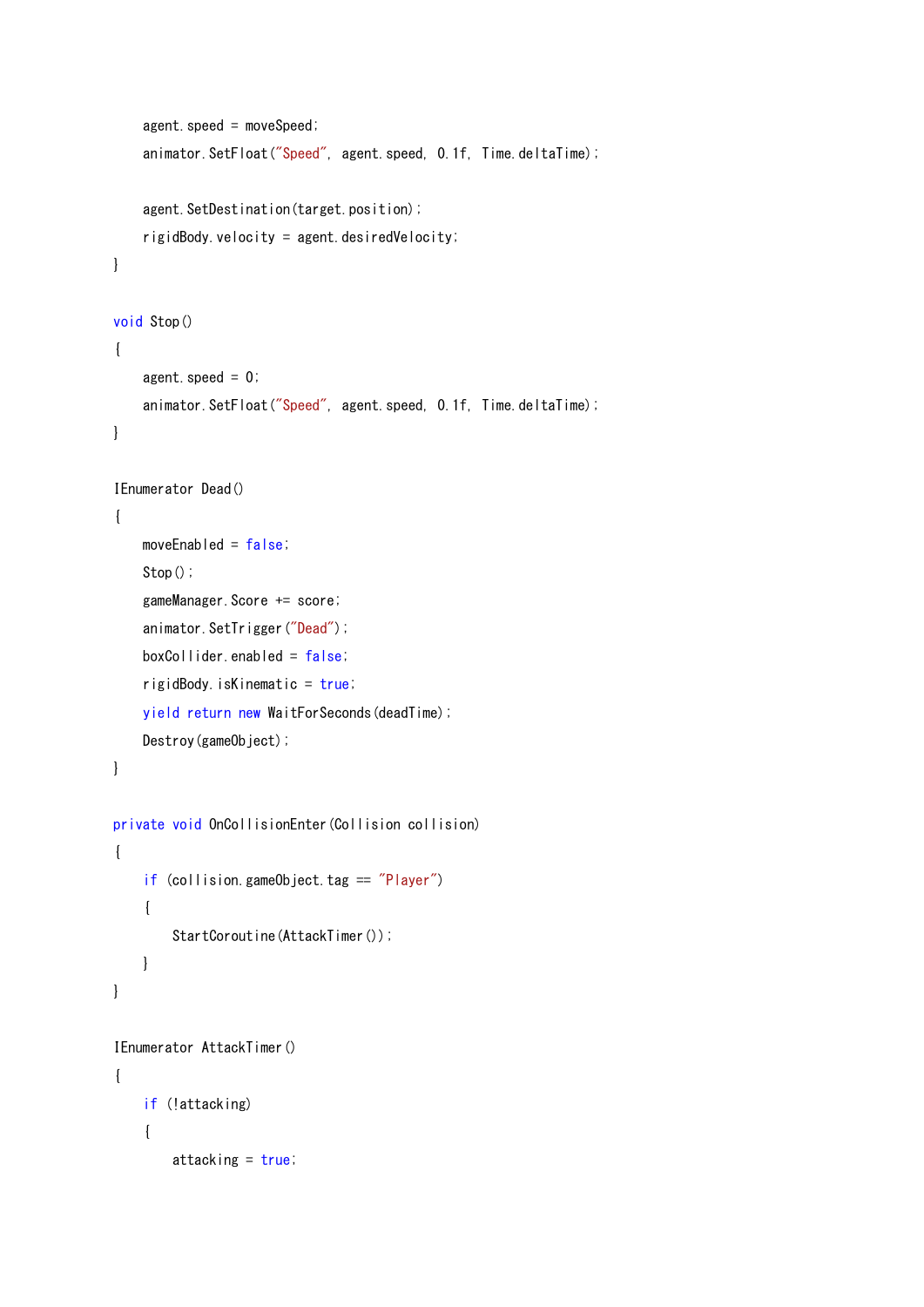```
        agent.speed = moveSpeed;
        animator.SetFloat("Speed", agent.speed, 0.1f, Time.deltaTime);

        agent.SetDestination(target.position);
        rigidBody.velocity = agent.desiredVelocity;
    }

    void Stop()
    {
        agent.speed = 0;
        animator.SetFloat("Speed", agent.speed, 0.1f, Time.deltaTime);
    }

    IEnumerator Dead()
    {
        moveEnabled = false;
        Stop();
        gameManager.Score += score;
        animator.SetTrigger("Dead");
        boxCollider.enabled = false;
        rigidBody.isKinematic = true;
        yield return new WaitForSeconds(deadTime);
        Destroy(gameObject);
    }

    private void OnCollisionEnter(Collision collision)
    {
        if (collision.gameObject.tag == "Player")
        {
            StartCoroutine(AttackTimer());
        }
    }

    IEnumerator AttackTimer()
    {
        if (!attacking)
        {
            attacking = true;
```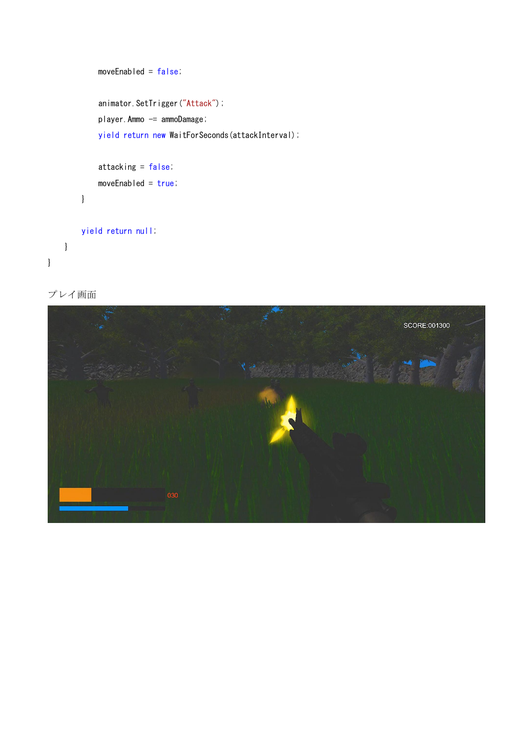```
            moveEnabled = false;

            animator.SetTrigger("Attack");
            player.Ammo -= ammoDamage;
            yield return new WaitForSeconds(attackInterval);

            attacking = false;
            moveEnabled = true;
        }

        yield return null;
    }
}
```

プレイ画面